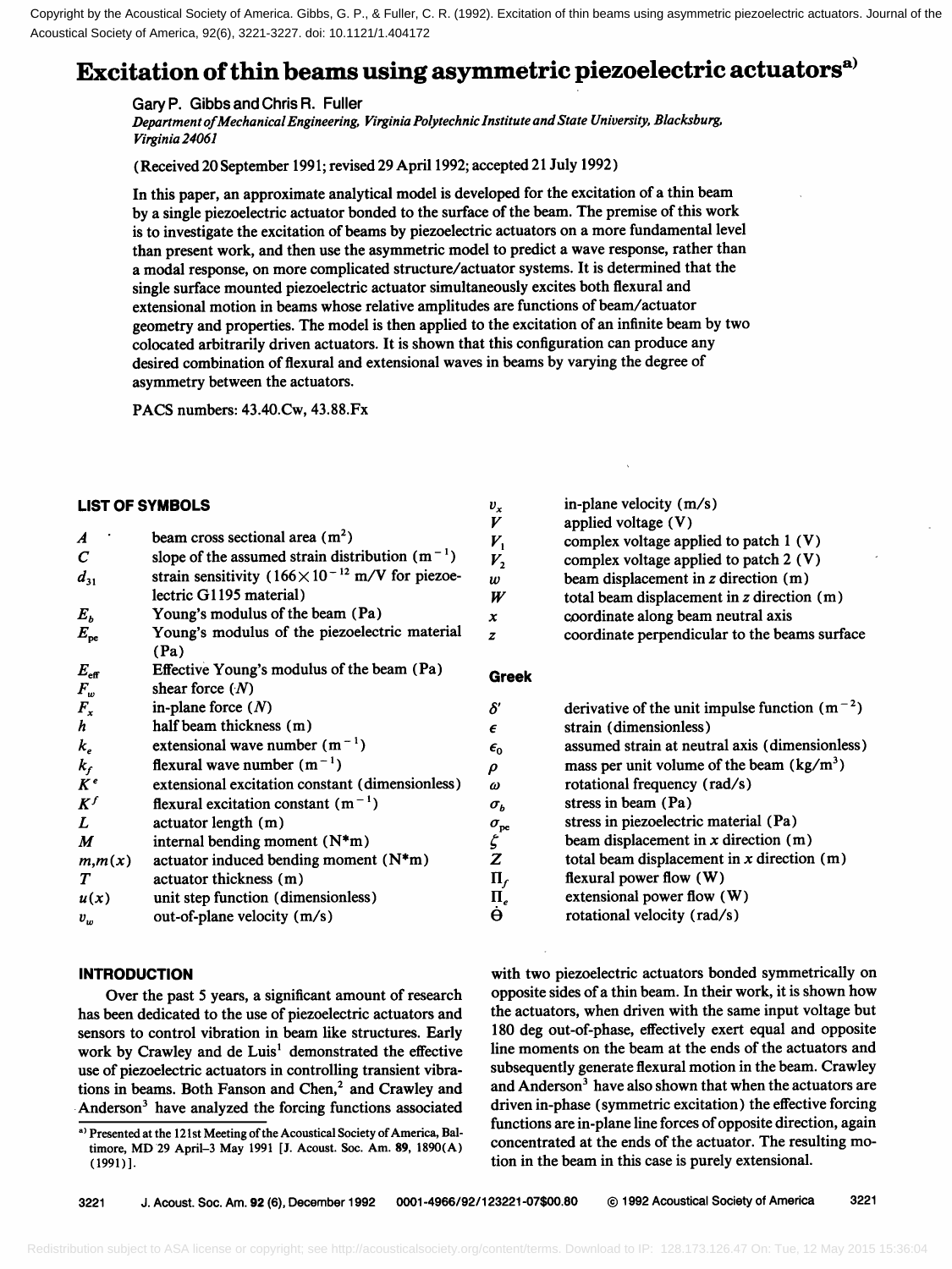# Excitation of thin beams using asymmetric piezoelectric actuators[a)]

Gary P. Gibbs and Chris R. Fuller

*Department of Mechanical Engineering, Virginia Polytechnic Institute and State University, Blacksburg, Virginia 24061*

(Received 20 September 1991; revised 29 April 1992; accepted 21 July 1992)

In this paper, an approximate analytical model is developed for the excitation of a thin beam by a single piezoelectric actuator bonded to the surface of the beam. The premise of this work is to investigate the excitation of beams by piezoelectric actuators on a more fundamental level than present work, and then use the asymmetric model to predict a wave response, rather than a modal response, on more complicated structure/actuator systems. It is determined that the single surface mounted piezoelectric actuator simultaneously excites both flexural and extensional motion in beams whose relative amplitudes are functions of beam/actuator geometry and properties. The model is then applied to the excitation of an infinite beam by two colocated arbitrarily driven actuators. It is shown that this configuration can produce any desired combination of flexural and extensional waves in beams by varying the degree of asymmetry between the actuators.

PACS numbers: 43.40.Cw, 43.88.Fx

## LIST OF SYMBOLS

| Symbol | Definition |
|---|---|
| $A$ | beam cross sectional area ($\mathrm{m}^2$) |
| $C$ | slope of the assumed strain distribution ($\mathrm{m}^{-1}$) |
| $d_{31}$ | strain sensitivity ($166\times10^{-12}$ m/V for piezoelectric G1195 material) |
| $E_b$ | Young's modulus of the beam (Pa) |
| $E_{pe}$ | Young's modulus of the piezoelectric material (Pa) |
| $E_{eff}$ | Effective Young's modulus of the beam (Pa) |
| $F_w$ | shear force ($N$) |
| $F_x$ | in-plane force ($N$) |
| $h$ | half beam thickness (m) |
| $k_e$ | extensional wave number ($\mathrm{m}^{-1}$) |
| $k_f$ | flexural wave number ($\mathrm{m}^{-1}$) |
| $K^e$ | extensional excitation constant (dimensionless) |
| $K^f$ | flexural excitation constant ($\mathrm{m}^{-1}$) |
| $L$ | actuator length (m) |
| $M$ | internal bending moment (N*m) |
| $m, m(x)$ | actuator induced bending moment (N*m) |
| $T$ | actuator thickness (m) |
| $u(x)$ | unit step function (dimensionless) |
| $v_w$ | out-of-plane velocity (m/s) |
| $v_x$ | in-plane velocity (m/s) |
| $V$ | applied voltage (V) |
| $V_1$ | complex voltage applied to patch 1 (V) |
| $V_2$ | complex voltage applied to patch 2 (V) |
| $w$ | beam displacement in $z$ direction (m) |
| $W$ | total beam displacement in $z$ direction (m) |
| $x$ | coordinate along beam neutral axis |
| $z$ | coordinate perpendicular to the beams surface |

### Greek

| Symbol | Definition |
|---|---|
| $\delta'$ | derivative of the unit impulse function ($\mathrm{m}^{-2}$) |
| $\epsilon$ | strain (dimensionless) |
| $\epsilon_0$ | assumed strain at neutral axis (dimensionless) |
| $\rho$ | mass per unit volume of the beam ($\mathrm{kg/m}^3$) |
| $\omega$ | rotational frequency (rad/s) |
| $\sigma_b$ | stress in beam (Pa) |
| $\sigma_{pe}$ | stress in piezoelectric material (Pa) |
| $\zeta$ | beam displacement in $x$ direction (m) |
| $Z$ | total beam displacement in $x$ direction (m) |
| $\Pi_f$ | flexural power flow (W) |
| $\Pi_e$ | extensional power flow (W) |
| $\dot{\Theta}$ | rotational velocity (rad/s) |

## INTRODUCTION

Over the past 5 years, a significant amount of research has been dedicated to the use of piezoelectric actuators and sensors to control vibration in beam like structures. Early work by Crawley and de Luis[1] demonstrated the effective use of piezoelectric actuators in controlling transient vibrations in beams. Both Fanson and Chen,[2] and Crawley and Anderson[3] have analyzed the forcing functions associated with two piezoelectric actuators bonded symmetrically on opposite sides of a thin beam. In their work, it is shown how the actuators, when driven with the same input voltage but 180 deg out-of-phase, effectively exert equal and opposite line moments on the beam at the ends of the actuators and subsequently generate flexural motion in the beam. Crawley and Anderson[3] have also shown that when the actuators are driven in-phase (symmetric excitation) the effective forcing functions are in-plane line forces of opposite direction, again concentrated at the ends of the actuator. The resulting motion in the beam in this case is purely extensional.

[a)] Presented at the 121st Meeting of the Acoustical Society of America, Baltimore, MD 29 April–3 May 1991 [J. Acoust. Soc. Am. 89, 1890(A) (1991)].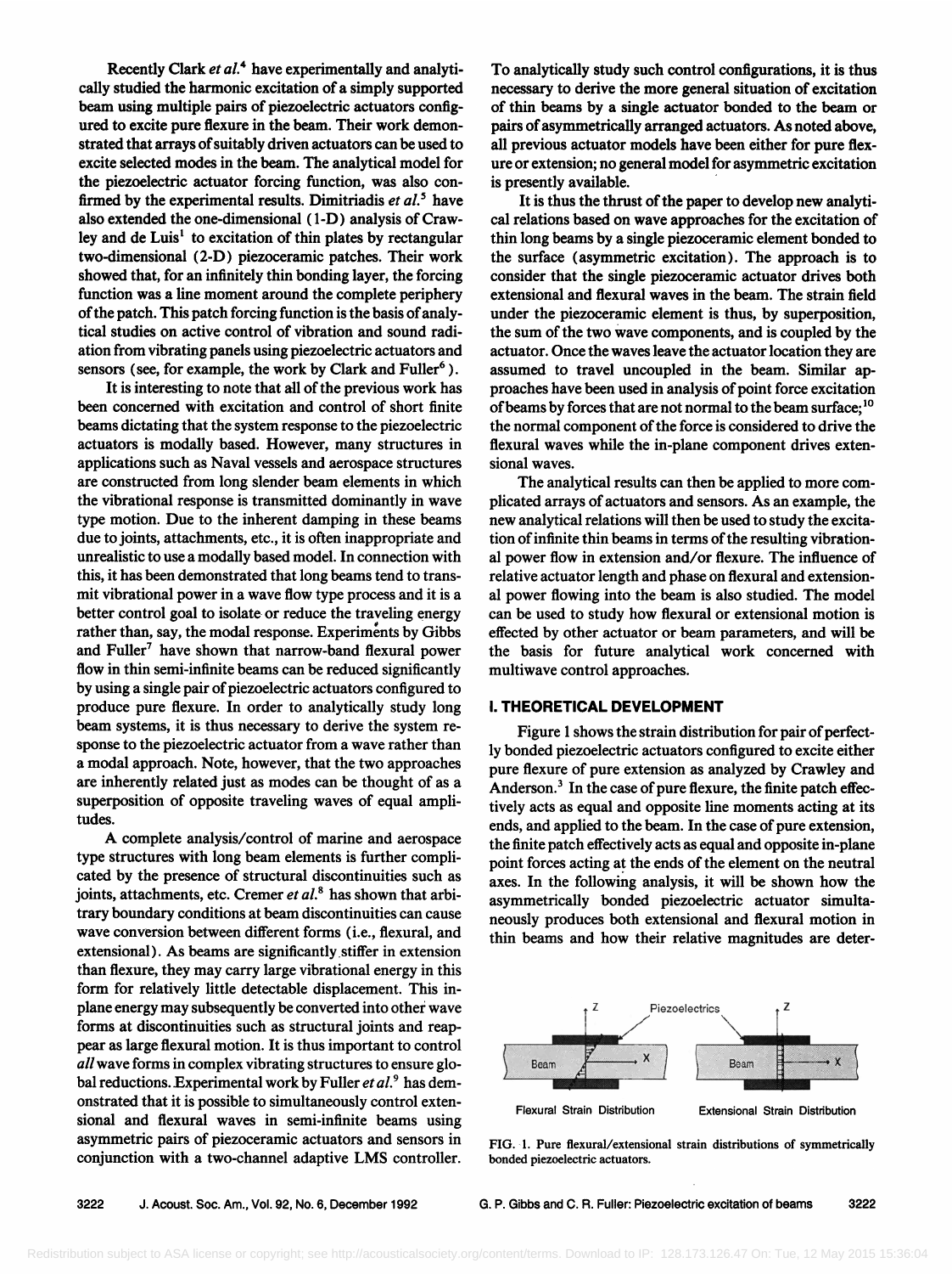Recently Clark *et al.*[4] have experimentally and analytically studied the harmonic excitation of a simply supported beam using multiple pairs of piezoelectric actuators configured to excite pure flexure in the beam. Their work demonstrated that arrays of suitably driven actuators can be used to excite selected modes in the beam. The analytical model for the piezoelectric actuator forcing function, was also confirmed by the experimental results. Dimitriadis *et al.*[5] have also extended the one-dimensional (1-D) analysis of Crawley and de Luis[1] to excitation of thin plates by rectangular two-dimensional (2-D) piezoceramic patches. Their work showed that, for an infinitely thin bonding layer, the forcing function was a line moment around the complete periphery of the patch. This patch forcing function is the basis of analytical studies on active control of vibration and sound radiation from vibrating panels using piezoelectric actuators and sensors (see, for example, the work by Clark and Fuller[6]).

It is interesting to note that all of the previous work has been concerned with excitation and control of short finite beams dictating that the system response to the piezoelectric actuators is modally based. However, many structures in applications such as Naval vessels and aerospace structures are constructed from long slender beam elements in which the vibrational response is transmitted dominantly in wave type motion. Due to the inherent damping in these beams due to joints, attachments, etc., it is often inappropriate and unrealistic to use a modally based model. In connection with this, it has been demonstrated that long beams tend to transmit vibrational power in a wave flow type process and it is a better control goal to isolate or reduce the traveling energy rather than, say, the modal response. Experiments by Gibbs and Fuller[7] have shown that narrow-band flexural power flow in thin semi-infinite beams can be reduced significantly by using a single pair of piezoelectric actuators configured to produce pure flexure. In order to analytically study long beam systems, it is thus necessary to derive the system response to the piezoelectric actuator from a wave rather than a modal approach. Note, however, that the two approaches are inherently related just as modes can be thought of as a superposition of opposite traveling waves of equal amplitudes.

A complete analysis/control of marine and aerospace type structures with long beam elements is further complicated by the presence of structural discontinuities such as joints, attachments, etc. Cremer *et al.*[8] has shown that arbitrary boundary conditions at beam discontinuities can cause wave conversion between different forms (i.e., flexural, and extensional). As beams are significantly stiffer in extension than flexure, they may carry large vibrational energy in this form for relatively little detectable displacement. This inplane energy may subsequently be converted into other wave forms at discontinuities such as structural joints and reappear as large flexural motion. It is thus important to control *all* wave forms in complex vibrating structures to ensure global reductions. Experimental work by Fuller *et al.*[9] has demonstrated that it is possible to simultaneously control extensional and flexural waves in semi-infinite beams using asymmetric pairs of piezoceramic actuators and sensors in conjunction with a two-channel adaptive LMS controller. To analytically study such control configurations, it is thus necessary to derive the more general situation of excitation of thin beams by a single actuator bonded to the beam or pairs of asymmetrically arranged actuators. As noted above, all previous actuator models have been either for pure flexure or extension; no general model for asymmetric excitation is presently available.

It is thus the thrust of the paper to develop new analytical relations based on wave approaches for the excitation of thin long beams by a single piezoceramic element bonded to the surface (asymmetric excitation). The approach is to consider that the single piezoceramic actuator drives both extensional and flexural waves in the beam. The strain field under the piezoceramic element is thus, by superposition, the sum of the two wave components, and is coupled by the actuator. Once the waves leave the actuator location they are assumed to travel uncoupled in the beam. Similar approaches have been used in analysis of point force excitation of beams by forces that are not normal to the beam surface;[10] the normal component of the force is considered to drive the flexural waves while the in-plane component drives extensional waves.

The analytical results can then be applied to more complicated arrays of actuators and sensors. As an example, the new analytical relations will then be used to study the excitation of infinite thin beams in terms of the resulting vibrational power flow in extension and/or flexure. The influence of relative actuator length and phase on flexural and extensional power flowing into the beam is also studied. The model can be used to study how flexural or extensional motion is effected by other actuator or beam parameters, and will be the basis for future analytical work concerned with multiwave control approaches.

## I. THEORETICAL DEVELOPMENT

Figure 1 shows the strain distribution for pair of perfectly bonded piezoelectric actuators configured to excite either pure flexure of pure extension as analyzed by Crawley and Anderson.[3] In the case of pure flexure, the finite patch effectively acts as equal and opposite line moments acting at its ends, and applied to the beam. In the case of pure extension, the finite patch effectively acts as equal and opposite in-plane point forces acting at the ends of the element on the neutral axes. In the following analysis, it will be shown how the asymmetrically bonded piezoelectric actuator simultaneously produces both extensional and flexural motion in thin beams and how their relative magnitudes are deter-

FIG. 1. Pure flexural/extensional strain distributions of symmetrically bonded piezoelectric actuators.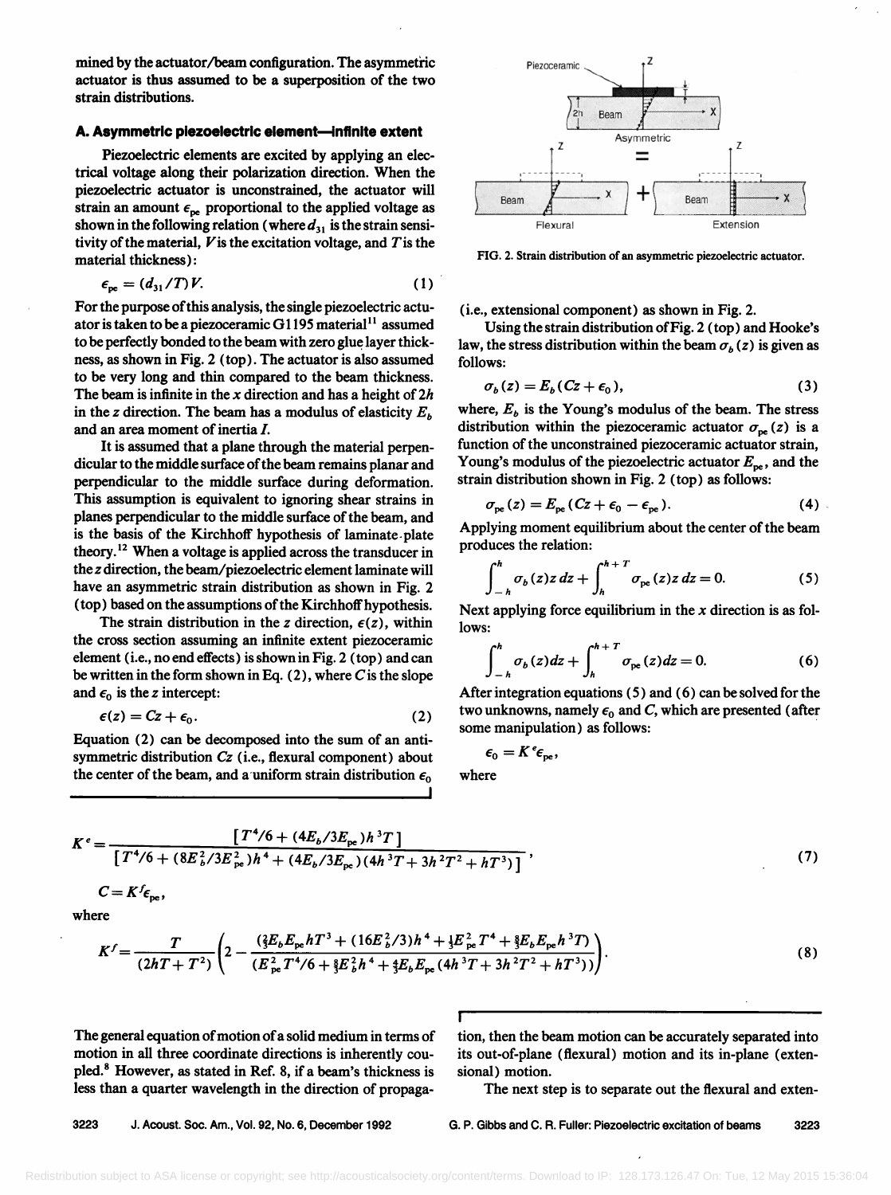mined by the actuator/beam configuration. The asymmetric actuator is thus assumed to be a superposition of the two strain distributions.

### A. Asymmetric piezoelectric element—infinite extent

Piezoelectric elements are excited by applying an electrical voltage along their polarization direction. When the piezoelectric actuator is unconstrained, the actuator will strain an amount $\epsilon_{pe}$ proportional to the applied voltage as shown in the following relation (where $d_{31}$ is the strain sensitivity of the material, $V$ is the excitation voltage, and $T$ is the material thickness):

$$\epsilon_{pe} = (d_{31}/T)V. \tag{1}$$

For the purpose of this analysis, the single piezoelectric actuator is taken to be a piezoceramic G1195 material[11] assumed to be perfectly bonded to the beam with zero glue layer thickness, as shown in Fig. 2 (top). The actuator is also assumed to be very long and thin compared to the beam thickness. The beam is infinite in the $x$ direction and has a height of $2h$ in the $z$ direction. The beam has a modulus of elasticity $E_b$ and an area moment of inertia $I$.

It is assumed that a plane through the material perpendicular to the middle surface of the beam remains planar and perpendicular to the middle surface during deformation. This assumption is equivalent to ignoring shear strains in planes perpendicular to the middle surface of the beam, and is the basis of the Kirchhoff hypothesis of laminate plate theory.[12] When a voltage is applied across the transducer in the $z$ direction, the beam/piezoelectric element laminate will have an asymmetric strain distribution as shown in Fig. 2 (top) based on the assumptions of the Kirchhoff hypothesis.

The strain distribution in the $z$ direction, $\epsilon(z)$, within the cross section assuming an infinite extent piezoceramic element (i.e., no end effects) is shown in Fig. 2 (top) and can be written in the form shown in Eq. (2), where $C$ is the slope and $\epsilon_0$ is the $z$ intercept:

$$\epsilon(z) = Cz + \epsilon_0. \tag{2}$$

Equation (2) can be decomposed into the sum of an antisymmetric distribution $Cz$ (i.e., flexural component) about the center of the beam, and a uniform strain distribution $\epsilon_0$ (i.e., extensional component) as shown in Fig. 2.

FIG. 2. Strain distribution of an asymmetric piezoelectric actuator.

Using the strain distribution of Fig. 2 (top) and Hooke's law, the stress distribution within the beam $\sigma_b(z)$ is given as follows:

$$\sigma_b(z) = E_b(Cz + \epsilon_0), \tag{3}$$

where, $E_b$ is the Young's modulus of the beam. The stress distribution within the piezoceramic actuator $\sigma_{pe}(z)$ is a function of the unconstrained piezoceramic actuator strain, Young's modulus of the piezoelectric actuator $E_{pe}$, and the strain distribution shown in Fig. 2 (top) as follows:

$$\sigma_{pe}(z) = E_{pe}(Cz + \epsilon_0 - \epsilon_{pe}). \tag{4}$$

Applying moment equilibrium about the center of the beam produces the relation:

$$\int_{-h}^{h} \sigma_b(z) z\, dz + \int_{h}^{h+T} \sigma_{pe}(z) z\, dz = 0. \tag{5}$$

Next applying force equilibrium in the $x$ direction is as follows:

$$\int_{-h}^{h} \sigma_b(z) dz + \int_{h}^{h+T} \sigma_{pe}(z) dz = 0. \tag{6}$$

After integration equations (5) and (6) can be solved for the two unknowns, namely $\epsilon_0$ and $C$, which are presented (after some manipulation) as follows:

$$\epsilon_0 = K^e \epsilon_{pe},$$

where

$$K^e = \frac{[T^4/6 + (4E_b/3E_{pe})h^3 T]}{[T^4/6 + (8E_b^2/3E_{pe}^2)h^4 + (4E_b/3E_{pe})(4h^3T + 3h^2T^2 + hT^3)]}, \tag{7}$$

$$C = K^f \epsilon_{pe},$$

where

$$K^f = \frac{T}{(2hT + T^2)} \left( 2 - \frac{(\frac{2}{3}E_b E_{pe} hT^3 + (16E_b^2/3)h^4 + \frac{1}{3}E_{pe}^2 T^4 + \frac{8}{3}E_b E_{pe} h^3 T)}{(E_{pe}^2 T^4/6 + \frac{8}{3}E_b^2 h^4 + \frac{4}{3}E_b E_{pe}(4h^3T + 3h^2T^2 + hT^3))} \right). \tag{8}$$

The general equation of motion of a solid medium in terms of motion in all three coordinate directions is inherently coupled.[8] However, as stated in Ref. 8, if a beam's thickness is less than a quarter wavelength in the direction of propagation, then the beam motion can be accurately separated into its out-of-plane (flexural) motion and its in-plane (extensional) motion.

The next step is to separate out the flexural and exten-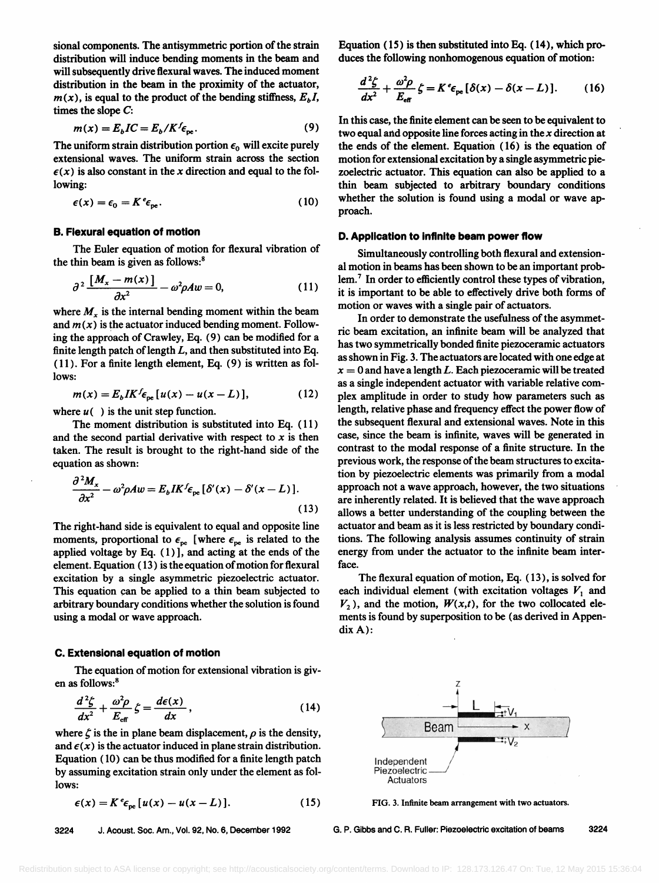sional components. The antisymmetric portion of the strain distribution will induce bending moments in the beam and will subsequently drive flexural waves. The induced moment distribution in the beam in the proximity of the actuator, $m(x)$, is equal to the product of the bending stiffness, $E_b I$, times the slope $C$:

$$m(x) = E_b IC = E_b I K^f \epsilon_{pe}. \tag{9}$$

The uniform strain distribution portion $\epsilon_0$ will excite purely extensional waves. The uniform strain across the section $\epsilon(x)$ is also constant in the $x$ direction and equal to the following:

$$\epsilon(x) = \epsilon_0 = K^e \epsilon_{pe}. \tag{10}$$

### B. Flexural equation of motion

The Euler equation of motion for flexural vibration of the thin beam is given as follows:[8]

$$\partial^2 \frac{[M_x - m(x)]}{\partial x^2} - \omega^2 \rho A w = 0, \tag{11}$$

where $M_x$ is the internal bending moment within the beam and $m(x)$ is the actuator induced bending moment. Following the approach of Crawley, Eq. (9) can be modified for a finite length patch of length $L$, and then substituted into Eq. (11). For a finite length element, Eq. (9) is written as follows:

$$m(x) = E_b I K^f \epsilon_{pe} [u(x) - u(x - L)], \tag{12}$$

where $u(\ )$ is the unit step function.

The moment distribution is substituted into Eq. (11) and the second partial derivative with respect to $x$ is then taken. The result is brought to the right-hand side of the equation as shown:

$$\frac{\partial^2 M_x}{\partial x^2} - \omega^2 \rho A w = E_b I K^f \epsilon_{pe} [\delta'(x) - \delta'(x - L)]. \tag{13}$$

The right-hand side is equivalent to equal and opposite line moments, proportional to $\epsilon_{pe}$ [where $\epsilon_{pe}$ is related to the applied voltage by Eq. (1)], and acting at the ends of the element. Equation (13) is the equation of motion for flexural excitation by a single asymmetric piezoelectric actuator. This equation can be applied to a thin beam subjected to arbitrary boundary conditions whether the solution is found using a modal or wave approach.

### C. Extensional equation of motion

The equation of motion for extensional vibration is given as follows:[8]

$$\frac{d^2 \zeta}{dx^2} + \frac{\omega^2 \rho}{E_{eff}} \zeta = \frac{d\epsilon(x)}{dx}, \tag{14}$$

where $\zeta$ is the in plane beam displacement, $\rho$ is the density, and $\epsilon(x)$ is the actuator induced in plane strain distribution. Equation (10) can be thus modified for a finite length patch by assuming excitation strain only under the element as follows:

$$\epsilon(x) = K^e \epsilon_{pe} [u(x) - u(x - L)]. \tag{15}$$

Equation (15) is then substituted into Eq. (14), which produces the following nonhomogenous equation of motion:

$$\frac{d^2 \zeta}{dx^2} + \frac{\omega^2 \rho}{E_{eff}} \zeta = K^e \epsilon_{pe} [\delta(x) - \delta(x - L)]. \tag{16}$$

In this case, the finite element can be seen to be equivalent to two equal and opposite line forces acting in the $x$ direction at the ends of the element. Equation (16) is the equation of motion for extensional excitation by a single asymmetric piezoelectric actuator. This equation can also be applied to a thin beam subjected to arbitrary boundary conditions whether the solution is found using a modal or wave approach.

### D. Application to infinite beam power flow

Simultaneously controlling both flexural and extensional motion in beams has been shown to be an important problem.[7] In order to efficiently control these types of vibration, it is important to be able to effectively drive both forms of motion or waves with a single pair of actuators.

In order to demonstrate the usefulness of the asymmetric beam excitation, an infinite beam will be analyzed that has two symmetrically bonded finite piezoceramic actuators as shown in Fig. 3. The actuators are located with one edge at $x = 0$ and have a length $L$. Each piezoceramic will be treated as a single independent actuator with variable relative complex amplitude in order to study how parameters such as length, relative phase and frequency effect the power flow of the subsequent flexural and extensional waves. Note in this case, since the beam is infinite, waves will be generated in contrast to the modal response of a finite structure. In the previous work, the response of the beam structures to excitation by piezoelectric elements was primarily from a modal approach not a wave approach, however, the two situations are inherently related. It is believed that the wave approach allows a better understanding of the coupling between the actuator and beam as it is less restricted by boundary conditions. The following analysis assumes continuity of strain energy from under the actuator to the infinite beam interface.

The flexural equation of motion, Eq. (13), is solved for each individual element (with excitation voltages $V_1$ and $V_2$), and the motion, $W(x,t)$, for the two collocated elements is found by superposition to be (as derived in Appendix A):

FIG. 3. Infinite beam arrangement with two actuators.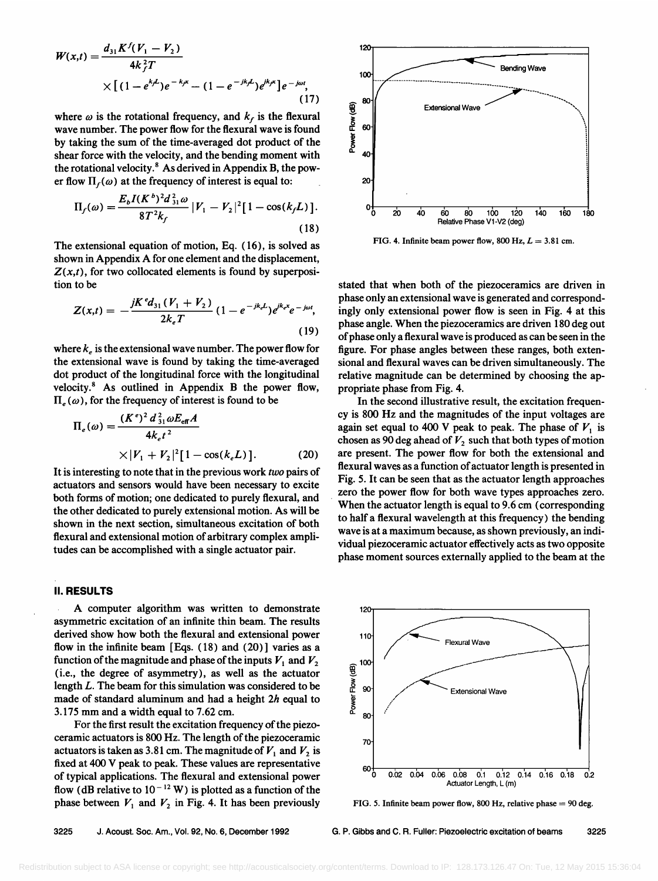$$W(x,t) = \frac{d_{31}K^f(V_1 - V_2)}{4k_f^2 T} \times [(1 - e^{k_f L})e^{-k_f x} - (1 - e^{-jk_f L})e^{jk_f x}]e^{-j\omega t}, \quad (17)$$

where $\omega$ is the rotational frequency, and $k_f$ is the flexural wave number. The power flow for the flexural wave is found by taking the sum of the time-averaged dot product of the shear force with the velocity, and the bending moment with the rotational velocity.[8] As derived in Appendix B, the power flow $\Pi_f(\omega)$ at the frequency of interest is equal to:

$$\Pi_f(\omega) = \frac{E_b I (K^b)^2 d_{31}^2 \omega}{8T^2 k_f} |V_1 - V_2|^2 [1 - \cos(k_f L)]. \quad (18)$$

The extensional equation of motion, Eq. (16), is solved as shown in Appendix A for one element and the displacement, $Z(x,t)$, for two collocated elements is found by superposition to be

$$Z(x,t) = -\frac{jK^e d_{31}(V_1 + V_2)}{2k_e T}(1 - e^{-jk_e L})e^{jk_e x}e^{-j\omega t}, \quad (19)$$

where $k_e$ is the extensional wave number. The power flow for the extensional wave is found by taking the time-averaged dot product of the longitudinal force with the longitudinal velocity.[8] As outlined in Appendix B the power flow, $\Pi_e(\omega)$, for the frequency of interest is found to be

$$\Pi_e(\omega) = \frac{(K^e)^2 d_{31}^2 \omega E_{\text{eff}} A}{4k_e t^2} \times |V_1 + V_2|^2 [1 - \cos(k_e L)]. \quad (20)$$

It is interesting to note that in the previous work *two* pairs of actuators and sensors would have been necessary to excite both forms of motion; one dedicated to purely flexural, and the other dedicated to purely extensional motion. As will be shown in the next section, simultaneous excitation of both flexural and extensional motion of arbitrary complex amplitudes can be accomplished with a single actuator pair.

## II. RESULTS

A computer algorithm was written to demonstrate asymmetric excitation of an infinite thin beam. The results derived show how both the flexural and extensional power flow in the infinite beam [Eqs. (18) and (20)] varies as a function of the magnitude and phase of the inputs $V_1$ and $V_2$ (i.e., the degree of asymmetry), as well as the actuator length $L$. The beam for this simulation was considered to be made of standard aluminum and had a height $2h$ equal to 3.175 mm and a width equal to 7.62 cm.

For the first result the excitation frequency of the piezoceramic actuators is 800 Hz. The length of the piezoceramic actuators is taken as 3.81 cm. The magnitude of $V_1$ and $V_2$ is fixed at 400 V peak to peak. These values are representative of typical applications. The flexural and extensional power flow (dB relative to $10^{-12}$ W) is plotted as a function of the phase between $V_1$ and $V_2$ in Fig. 4. It has been previously stated that when both of the piezoceramics are driven in phase only an extensional wave is generated and correspondingly only extensional power flow is seen in Fig. 4 at this phase angle. When the piezoceramics are driven 180 deg out of phase only a flexural wave is produced as can be seen in the figure. For phase angles between these ranges, both extensional and flexural waves can be driven simultaneously. The relative magnitude can be determined by choosing the appropriate phase from Fig. 4.

FIG. 4. Infinite beam power flow, 800 Hz, $L = 3.81$ cm.

In the second illustrative result, the excitation frequency is 800 Hz and the magnitudes of the input voltages are again set equal to 400 V peak to peak. The phase of $V_1$ is chosen as 90 deg ahead of $V_2$ such that both types of motion are present. The power flow for both the extensional and flexural waves as a function of actuator length is presented in Fig. 5. It can be seen that as the actuator length approaches zero the power flow for both wave types approaches zero. When the actuator length is equal to 9.6 cm (corresponding to half a flexural wavelength at this frequency) the bending wave is at a maximum because, as shown previously, an individual piezoceramic actuator effectively acts as two opposite phase moment sources externally applied to the beam at the

FIG. 5. Infinite beam power flow, 800 Hz, relative phase = 90 deg.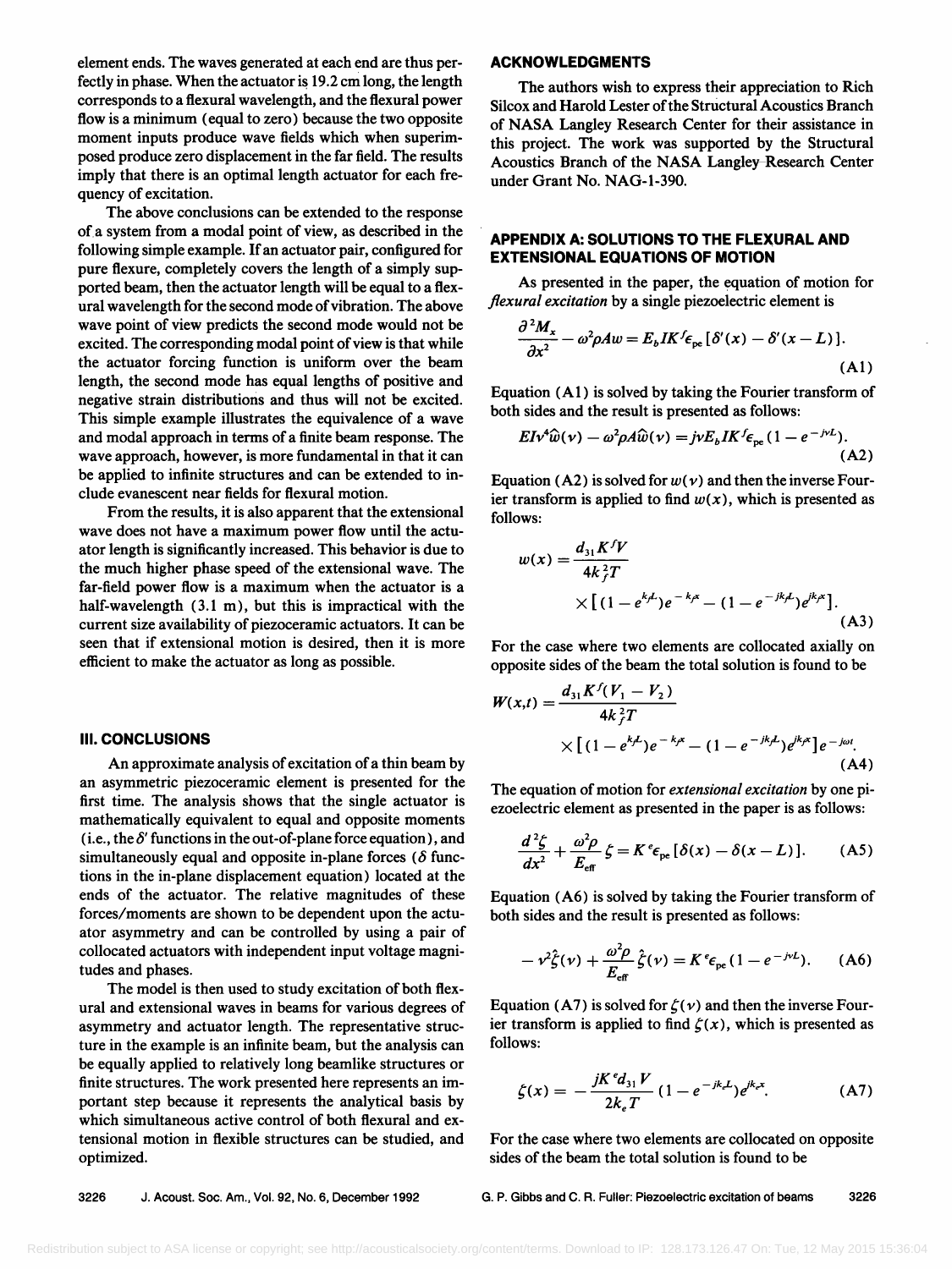element ends. The waves generated at each end are thus perfectly in phase. When the actuator is 19.2 cm long, the length corresponds to a flexural wavelength, and the flexural power flow is a minimum (equal to zero) because the two opposite moment inputs produce wave fields which when superimposed produce zero displacement in the far field. The results imply that there is an optimal length actuator for each frequency of excitation.

The above conclusions can be extended to the response of a system from a modal point of view, as described in the following simple example. If an actuator pair, configured for pure flexure, completely covers the length of a simply supported beam, then the actuator length will be equal to a flexural wavelength for the second mode of vibration. The above wave point of view predicts the second mode would not be excited. The corresponding modal point of view is that while the actuator forcing function is uniform over the beam length, the second mode has equal lengths of positive and negative strain distributions and thus will not be excited. This simple example illustrates the equivalence of a wave and modal approach in terms of a finite beam response. The wave approach, however, is more fundamental in that it can be applied to infinite structures and can be extended to include evanescent near fields for flexural motion.

From the results, it is also apparent that the extensional wave does not have a maximum power flow until the actuator length is significantly increased. This behavior is due to the much higher phase speed of the extensional wave. The far-field power flow is a maximum when the actuator is a half-wavelength (3.1 m), but this is impractical with the current size availability of piezoceramic actuators. It can be seen that if extensional motion is desired, then it is more efficient to make the actuator as long as possible.

## III. CONCLUSIONS

An approximate analysis of excitation of a thin beam by an asymmetric piezoceramic element is presented for the first time. The analysis shows that the single actuator is mathematically equivalent to equal and opposite moments (i.e., the $\delta'$ functions in the out-of-plane force equation), and simultaneously equal and opposite in-plane forces ($\delta$ functions in the in-plane displacement equation) located at the ends of the actuator. The relative magnitudes of these forces/moments are shown to be dependent upon the actuator asymmetry and can be controlled by using a pair of collocated actuators with independent input voltage magnitudes and phases.

The model is then used to study excitation of both flexural and extensional waves in beams for various degrees of asymmetry and actuator length. The representative structure in the example is an infinite beam, but the analysis can be equally applied to relatively long beamlike structures or finite structures. The work presented here represents an important step because it represents the analytical basis by which simultaneous active control of both flexural and extensional motion in flexible structures can be studied, and optimized.

## ACKNOWLEDGMENTS

The authors wish to express their appreciation to Rich Silcox and Harold Lester of the Structural Acoustics Branch of NASA Langley Research Center for their assistance in this project. The work was supported by the Structural Acoustics Branch of the NASA Langley Research Center under Grant No. NAG-1-390.

## APPENDIX A: SOLUTIONS TO THE FLEXURAL AND EXTENSIONAL EQUATIONS OF MOTION

As presented in the paper, the equation of motion for *flexural excitation* by a single piezoelectric element is

$$\frac{\partial^2 M_x}{\partial x^2} - \omega^2 \rho A w = E_b I K^f \epsilon_{\text{pe}} [\delta'(x) - \delta'(x-L)]. \tag{A1}$$

Equation (A1) is solved by taking the Fourier transform of both sides and the result is presented as follows:

$$EI\nu^4 \hat{w}(\nu) - \omega^2 \rho A \hat{w}(\nu) = j\nu E_b I K^f \epsilon_{\text{pe}} (1 - e^{-j\nu L}). \tag{A2}$$

Equation (A2) is solved for $w(\nu)$ and then the inverse Fourier transform is applied to find $w(x)$, which is presented as follows:

$$w(x) = \frac{d_{31} K^f V}{4 k_f^2 T} \times [(1 - e^{k_f L}) e^{-k_f x} - (1 - e^{-jk_f L}) e^{jk_f x}]. \tag{A3}$$

For the case where two elements are collocated axially on opposite sides of the beam the total solution is found to be

$$W(x,t) = \frac{d_{31} K^f (V_1 - V_2)}{4 k_f^2 T} \times [(1 - e^{k_f L}) e^{-k_f x} - (1 - e^{-jk_f L}) e^{jk_f x}] e^{-j\omega t}. \tag{A4}$$

The equation of motion for *extensional excitation* by one piezoelectric element as presented in the paper is as follows:

$$\frac{d^2 \zeta}{dx^2} + \frac{\omega^2 \rho}{E_{\text{eff}}} \zeta = K^e \epsilon_{\text{pe}} [\delta(x) - \delta(x-L)]. \tag{A5}$$

Equation (A6) is solved by taking the Fourier transform of both sides and the result is presented as follows:

$$-\nu^2 \hat{\zeta}(\nu) + \frac{\omega^2 \rho}{E_{\text{eff}}} \hat{\zeta}(\nu) = K^e \epsilon_{\text{pe}} (1 - e^{-j\nu L}). \tag{A6}$$

Equation (A7) is solved for $\zeta(\nu)$ and then the inverse Fourier transform is applied to find $\zeta(x)$, which is presented as follows:

$$\zeta(x) = -\frac{jK^e d_{31} V}{2 k_e T} (1 - e^{-jk_e L}) e^{jk_e x}. \tag{A7}$$

For the case where two elements are collocated on opposite sides of the beam the total solution is found to be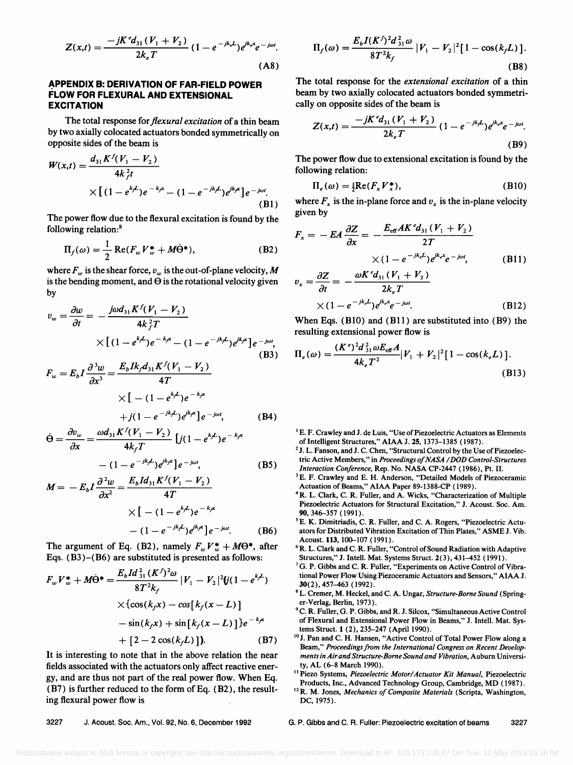$$Z(x,t) = \frac{-jK^e d_{31}(V_1 + V_2)}{2k_e T}(1 - e^{-jk_e L})e^{jk_e x}e^{-j\omega t}. \tag{A8}$$

## APPENDIX B: DERIVATION OF FAR-FIELD POWER FLOW FOR FLEXURAL AND EXTENSIONAL EXCITATION

The total response for *flexural excitation* of a thin beam by two axially colocated actuators bonded symmetrically on opposite sides of the beam is

$$W(x,t) = \frac{d_{31}K^f(V_1 - V_2)}{4k_f^2 t} \times [(1 - e^{k_f L})e^{-k_f x} - (1 - e^{-jk_f L})e^{jk_f x}]e^{-j\omega t}. \tag{B1}$$

The power flow due to the flexural excitation is found by the following relation:[8]

$$\Pi_f(\omega) = \frac{1}{2}\operatorname{Re}(F_w V_w^* + M\dot{\Theta}^*), \tag{B2}$$

where $F_w$ is the shear force, $v_w$ is the out-of-plane velocity, $M$ is the bending moment, and $\Theta$ is the rotational velocity given by

$$v_w = \frac{\partial w}{\partial t} = -\frac{j\omega d_{31}K^f(V_1 - V_2)}{4k_f^2 T} \times [(1 - e^{k_f L})e^{-k_f x} - (1 - e^{-jk_f L})e^{jk_f x}]e^{-j\omega t}, \tag{B3}$$

$$F_w = E_b I \frac{\partial^3 w}{\partial x^3} = \frac{E_b I k_f d_{31} K^f(V_1 - V_2)}{4T} \times [-(1 - e^{k_f L})e^{-k_f x} + j(1 - e^{-jk_f L})e^{jk_f x}]e^{-j\omega t}, \tag{B4}$$

$$\dot{\Theta} = \frac{\partial v_w}{\partial x} = \frac{\omega d_{31}K^f(V_1 - V_2)}{4k_f T}[j(1 - e^{k_f L})e^{-k_f x} - (1 - e^{-jk_f L})e^{jk_f x}]e^{-j\omega t}, \tag{B5}$$

$$M = -E_b I \frac{\partial^2 w}{\partial x^2} = \frac{E_b I d_{31} K^f(V_1 - V_2)}{4T} \times [-(1 - e^{k_f L})e^{-k_f x} - (1 - e^{-jk_f L})e^{jk_f x}]e^{-j\omega t}. \tag{B6}$$

The argument of Eq. (B2), namely $F_w V_w^* + M\Theta^*$, after Eqs. (B3)–(B6) are substituted is presented as follows:

$$F_w V_w^* + M\dot{\Theta}^* = \frac{E_b I d_{31}^2 (K^f)^2 \omega}{8T^2 k_f}|V_1 - V_2|^2 (j(1 - e^{k_f L}) \times \{\cos(k_f x) - \cos[k_f(x - L)] - \sin(k_f x) + \sin[k_f(x - L)]\}e^{-k_f x} + [2 - 2\cos(k_f L)]). \tag{B7}$$

It is interesting to note that in the above relation the near fields associated with the actuators only affect reactive energy, and are thus not part of the real power flow. When Eq. (B7) is further reduced to the form of Eq. (B2), the resulting flexural power flow is

$$\Pi_f(\omega) = \frac{E_b I (K^f)^2 d_{31}^2 \omega}{8T^2 k_f}|V_1 - V_2|^2 [1 - \cos(k_f L)]. \tag{B8}$$

The total response for the *extensional excitation* of a thin beam by two axially colocated actuators bonded symmetrically on opposite sides of the beam is

$$Z(x,t) = \frac{-jK^e d_{31}(V_1 + V_2)}{2k_e T}(1 - e^{-jk_f L})e^{jk_e x}e^{-j\omega t}. \tag{B9}$$

The power flow due to extensional excitation is found by the following relation:

$$\Pi_e(\omega) = \tfrac{1}{2}\operatorname{Re}(F_x V_x^*), \tag{B10}$$

where $F_x$ is the in-plane force and $v_x$ is the in-plane velocity given by

$$F_x = -EA\frac{\partial Z}{\partial x} = -\frac{E_{\text{eff}} A K^e d_{31}(V_1 + V_2)}{2T} \times (1 - e^{-jk_e L})e^{jk_e x}e^{-j\omega t}, \tag{B11}$$

$$v_x = \frac{\partial Z}{\partial t} = -\frac{\omega K^e d_{31}(V_1 + V_2)}{2k_e T} \times (1 - e^{-jk_e L})e^{jk_e x}e^{-j\omega t}. \tag{B12}$$

When Eqs. (B10) and (B11) are substituted into (B9) the resulting extensional power flow is

$$\Pi_e(\omega) = \frac{(K^e)^2 d_{31}^2 \omega E_{\text{eff}} A}{4k_e T^2}|V_1 + V_2|^2 [1 - \cos(k_e L)]. \tag{B13}$$

[1] E. F. Crawley and J. de Luis, "Use of Piezoelectric Actuators as Elements of Intelligent Structures," AIAA J. **25**, 1373–1385 (1987).

[2] J. L. Fanson, and J. C. Chen, "Structural Control by the Use of Piezoelectric Active Members," in *Proceedings of NASA /DOD Control-Structures Interaction Conference*, Rep. No. NASA CP-2447 (1986), Pt. II.

[3] E. F. Crawley and E. H. Anderson, "Detailed Models of Piezoceramic Actuation of Beams," AIAA Paper 89-1388-CP (1989).

[4] R. L. Clark, C. R. Fuller, and A. Wicks, "Characterization of Multiple Piezoelectric Actuators for Structural Excitation," J. Acoust. Soc. Am. **90**, 346–357 (1991).

[5] E. K. Dimitriadis, C. R. Fuller, and C. A. Rogers, "Piezoelectric Actuators for Distributed Vibration Excitation of Thin Plates," ASME J. Vib. Acoust. **113**, 100–107 (1991).

[6] R. L. Clark and C. R. Fuller, "Control of Sound Radiation with Adaptive Structures," J. Intell. Mat. Systems Struct. **2**(3), 431–452 (1991).

[7] G. P. Gibbs and C. R. Fuller, "Experiments on Active Control of Vibrational Power Flow Using Piezoceramic Actuators and Sensors," AIAA J. **30**(2), 457–463 (1992).

[8] L. Cremer, M. Heckel, and C. A. Ungar, *Structure-Borne Sound* (Springer-Verlag, Berlin, 1973).

[9] C. R. Fuller, G. P. Gibbs, and R. J. Silcox, "Simultaneous Active Control of Flexural and Extensional Power Flow in Beams," J. Intell. Mat. Systems Struct. **1** (2), 235–247 (April 1990).

[10] J. Pan and C. H. Hansen, "Active Control of Total Power Flow along a Beam," *Proceedings from the International Congress on Recent Developments in Air and Structure-Borne Sound and Vibration*, Auburn University, AL (6–8 March 1990).

[11] Piezo Systems, *Piezoelectric Motor/Actuator Kit Manual*, Piezoelectric Products, Inc., Advanced Technology Group, Cambridge, MD (1987).

[12] R. M. Jones, *Mechanics of Composite Materials* (Scripta, Washington, DC, 1975).